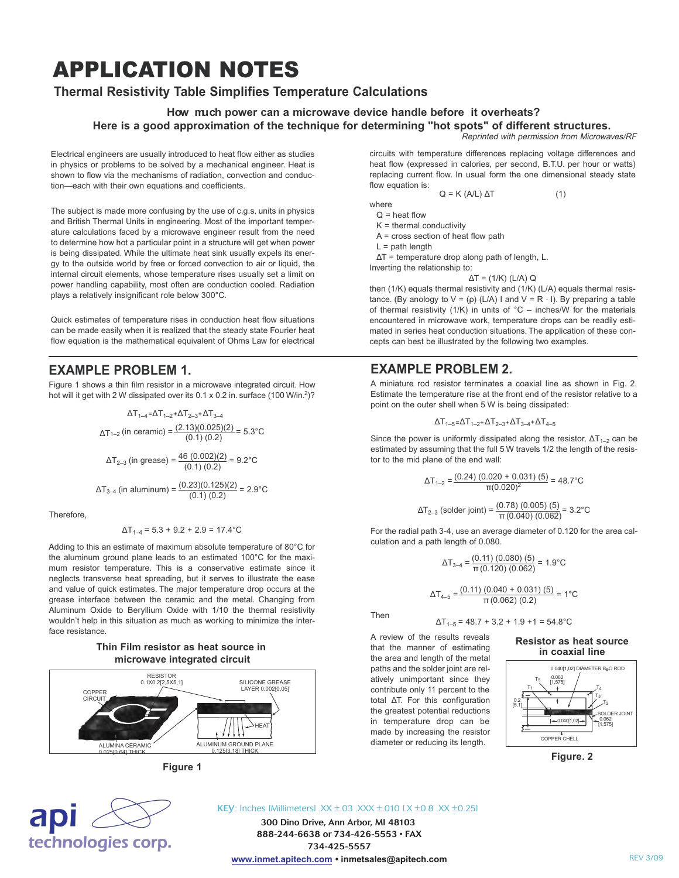# APPLICATION NOTES

## Thermal Resistivity Table Simplifies Temperature Calculations

**How much power can a microwave device handle before it overheats?**
**Here is a good approximation of the technique for determining "hot spots" of different structures.**

*Reprinted with permission from Microwaves/RF*

Electrical engineers are usually introduced to heat flow either as studies in physics or problems to be solved by a mechanical engineer. Heat is shown to flow via the mechanisms of radiation, convection and conduction—each with their own equations and coefficients.

The subject is made more confusing by the use of c.g.s. units in physics and British Thermal Units in engineering. Most of the important temperature calculations faced by a microwave engineer result from the need to determine how hot a particular point in a structure will get when power is being dissipated. While the ultimate heat sink usually expels its energy to the outside world by free or forced convection to air or liquid, the internal circuit elements, whose temperature rises usually set a limit on power handling capability, most often are conduction cooled. Radiation plays a relatively insignificant role below 300°C.

Quick estimates of temperature rises in conduction heat flow situations can be made easily when it is realized that the steady state Fourier heat flow equation is the mathematical equivalent of Ohms Law for electrical circuits with temperature differences replacing voltage differences and heat flow (expressed in calories, per second, B.T.U. per hour or watts) replacing current flow. In usual form the one dimensional steady state flow equation is:

$$Q = K\,(A/L)\,\Delta T \qquad (1)$$

where

- Q = heat flow
- K = thermal conductivity
- A = cross section of heat flow path
- L = path length
- ΔT = temperature drop along path of length, L.

Inverting the relationship to:

$$\Delta T = (1/K)\,(L/A)\,Q$$

then (1/K) equals thermal resistivity and (1/K) (L/A) equals thermal resistance. (By analogy to V = (ρ) (L/A) I and V = R · I). By preparing a table of thermal resistivity (1/K) in units of °C – inches/W for the materials encountered in microwave work, temperature drops can be readily estimated in series heat conduction situations. The application of these concepts can best be illustrated by the following two examples.

## EXAMPLE PROBLEM 1.

Figure 1 shows a thin film resistor in a microwave integrated circuit. How hot will it get with 2 W dissipated over its 0.1 x 0.2 in. surface (100 W/in.$^2$)?

$$\Delta T_{1\text{–}4} = \Delta T_{1\text{–}2} + \Delta T_{2\text{–}3} + \Delta T_{3\text{–}4}$$

$$\Delta T_{1\text{–}2}\ (\text{in ceramic}) = \frac{(2.13)(0.025)(2)}{(0.1)\,(0.2)} = 5.3°\text{C}$$

$$\Delta T_{2\text{–}3}\ (\text{in grease}) = \frac{46\,(0.002)(2)}{(0.1)\,(0.2)} = 9.2°\text{C}$$

$$\Delta T_{3\text{–}4}\ (\text{in aluminum}) = \frac{(0.23)(0.125)(2)}{(0.1)\,(0.2)} = 2.9°\text{C}$$

Therefore,

$$\Delta T_{1\text{–}4} = 5.3 + 9.2 + 2.9 = 17.4°\text{C}$$

Adding to this an estimate of maximum absolute temperature of 80°C for the aluminum ground plane leads to an estimated 100°C for the maximum resistor temperature. This is a conservative estimate since it neglects transverse heat spreading, but it serves to illustrate the ease and value of quick estimates. The major temperature drop occurs at the grease interface between the ceramic and the metal. Changing from Aluminum Oxide to Beryllium Oxide with 1/10 the thermal resistivity wouldn't help in this situation as much as working to minimize the interface resistance.

**Thin Film resistor as heat source in microwave integrated circuit**

RESISTOR 0.1X0.2[2,5X5,1]
COPPER CIRCUIT
SILICONE GREASE LAYER 0.002[0,05]
HEAT
ALUMINA CERAMIC 0.025[0,64] THICK
ALUMINUM GROUND PLANE 0.125[3,18] THICK

**Figure 1**

## EXAMPLE PROBLEM 2.

A miniature rod resistor terminates a coaxial line as shown in Fig. 2. Estimate the temperature rise at the front end of the resistor relative to a point on the outer shell when 5 W is being dissipated:

$$\Delta T_{1\text{–}5} = \Delta T_{1\text{–}2} + \Delta T_{2\text{–}3} + \Delta T_{3\text{–}4} + \Delta T_{4\text{–}5}$$

Since the power is uniformly dissipated along the resistor, $\Delta T_{1\text{–}2}$ can be estimated by assuming that the full 5 W travels 1/2 the length of the resistor to the mid plane of the end wall:

$$\Delta T_{1\text{–}2} = \frac{(0.24)\,(0.020 + 0.031)\,(5)}{\pi(0.020)^2} = 48.7°\text{C}$$

$$\Delta T_{2\text{–}3}\ (\text{solder joint}) = \frac{(0.78)\,(0.005)\,(5)}{\pi\,(0.040)\,(0.062)} = 3.2°\text{C}$$

For the radial path 3-4, use an average diameter of 0.120 for the area calculation and a path length of 0.080.

$$\Delta T_{3\text{–}4} = \frac{(0.11)\,(0.080)\,(5)}{\pi\,(0.120)\,(0.062)} = 1.9°\text{C}$$

$$\Delta T_{4\text{–}5} = \frac{(0.11)\,(0.040 + 0.031)\,(5)}{\pi\,(0.062)\,(0.2)} = 1°\text{C}$$

Then

$$\Delta T_{1\text{–}5} = 48.7 + 3.2 + 1.9 + 1 = 54.8°\text{C}$$

A review of the results reveals that the manner of estimating the area and length of the metal paths and the solder joint are relatively unimportant since they contribute only 11 percent to the total ΔT. For this configuration the greatest potential reductions in temperature drop can be made by increasing the resistor diameter or reducing its length.

**Resistor as heat source in coaxial line**

0.040[1,02] DIAMETER BeO ROD
T5
0.062 [1,575]
T1
T4
T3
T2
0.2 [5,1]
SOLDER JOINT
0.040[1,02]
0.062 [1,575]
COPPER CHELL

**Figure. 2**

KEY: Inches [Millimeters] .XX ±.03 .XXX ±.010 [.X ±0.8 .XX ±0.25]

api technologies corp.
300 Dino Drive, Ann Arbor, MI 48103
888-244-6638 or 734-426-5553 • FAX 734-425-5557
www.inmet.apitech.com • inmetsales@apitech.com

REV 3/09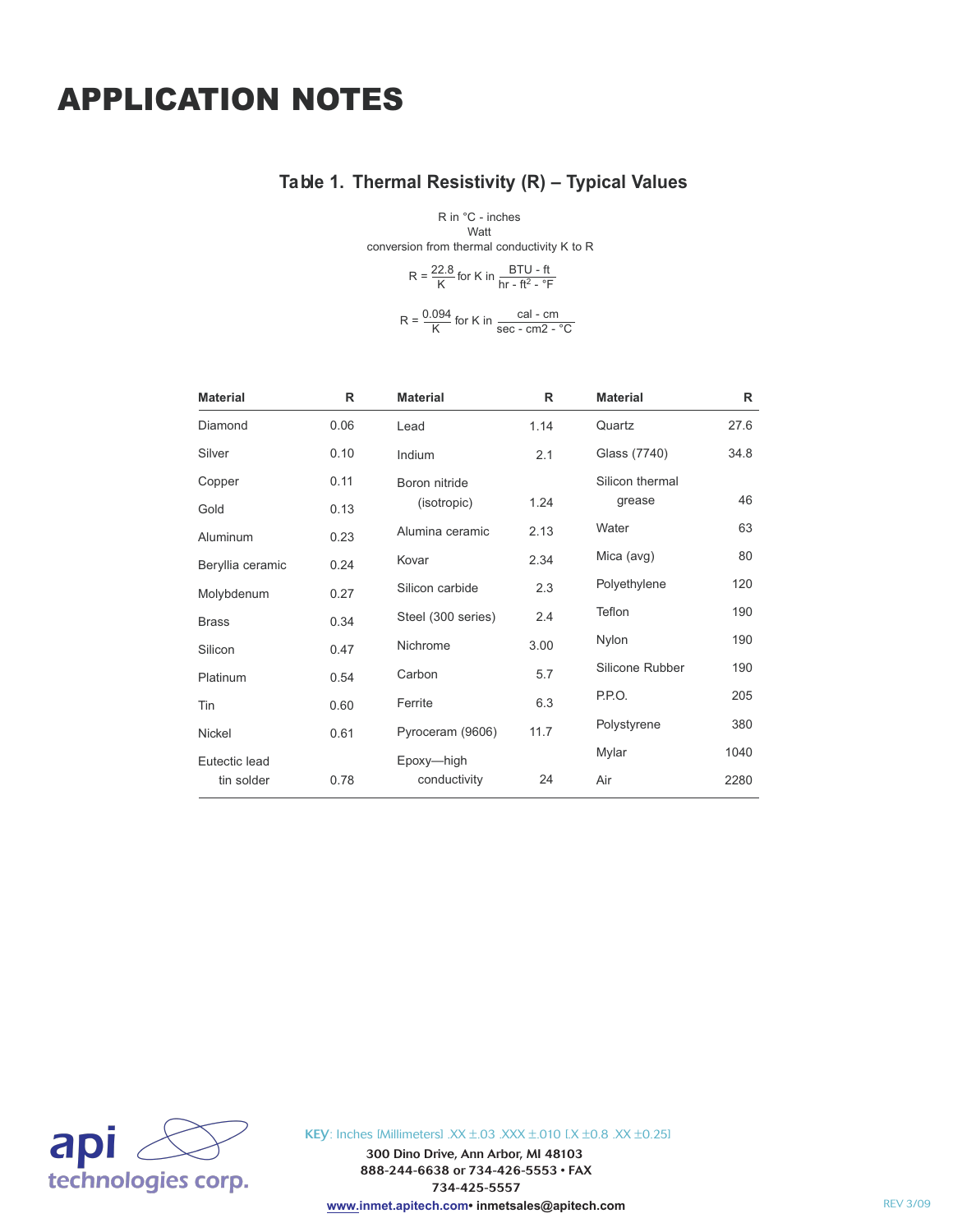# APPLICATION NOTES

## Table 1. Thermal Resistivity (R) – Typical Values

R in $\frac{°C - inches}{Watt}$

conversion from thermal conductivity K to R

$$R = \frac{22.8}{K} \text{ for K in } \frac{BTU - ft}{hr - ft^2 - °F}$$

$$R = \frac{0.094}{K} \text{ for K in } \frac{cal - cm}{sec - cm2 - °C}$$

| Material | R | Material | R | Material | R |
|---|---|---|---|---|---|
| Diamond | 0.06 | Lead | 1.14 | Quartz | 27.6 |
| Silver | 0.10 | Indium | 2.1 | Glass (7740) | 34.8 |
| Copper | 0.11 | Boron nitride (isotropic) | 1.24 | Silicon thermal grease | 46 |
| Gold | 0.13 | Alumina ceramic | 2.13 | Water | 63 |
| Aluminum | 0.23 | Kovar | 2.34 | Mica (avg) | 80 |
| Beryllia ceramic | 0.24 | Silicon carbide | 2.3 | Polyethylene | 120 |
| Molybdenum | 0.27 | Steel (300 series) | 2.4 | Teflon | 190 |
| Brass | 0.34 | Nichrome | 3.00 | Nylon | 190 |
| Silicon | 0.47 | Carbon | 5.7 | Silicone Rubber | 190 |
| Platinum | 0.54 | Ferrite | 6.3 | P.P.O. | 205 |
| Tin | 0.60 | Pyroceram (9606) | 11.7 | Polystyrene | 380 |
| Nickel | 0.61 | Epoxy—high conductivity | 24 | Mylar | 1040 |
| Eutectic lead tin solder | 0.78 | | | Air | 2280 |

api technologies corp.

KEY: Inches [Millimeters] .XX ±.03 .XXX ±.010 [.X ±0.8 .XX ±0.25]

300 Dino Drive, Ann Arbor, MI 48103
888-244-6638 or 734-426-5553 • FAX 734-425-5557
www.inmet.apitech.com • inmetsales@apitech.com

REV 3/09